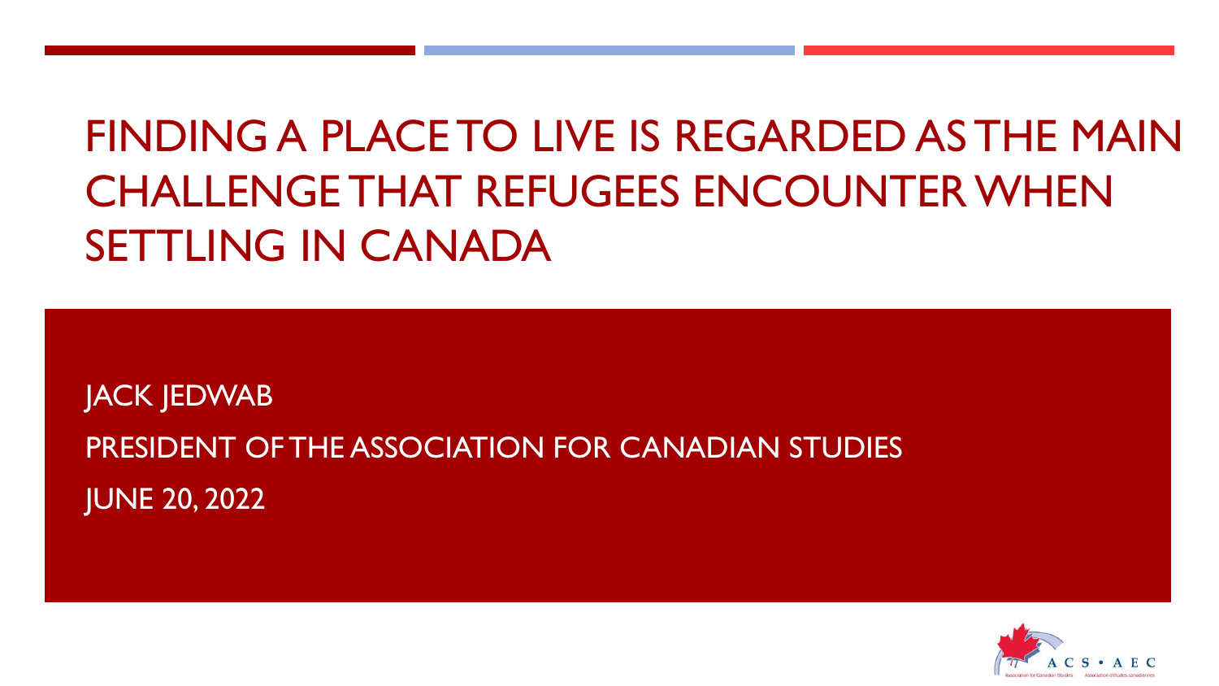# FINDING A PLACE TO LIVE IS REGARDED AS THE MAIN CHALLENGE THAT REFUGEES ENCOUNTER WHEN SETTLING IN CANADA

JACK JEDWAB

PRESIDENT OF THE ASSOCIATION FOR CANADIAN STUDIES

JUNE 20, 2022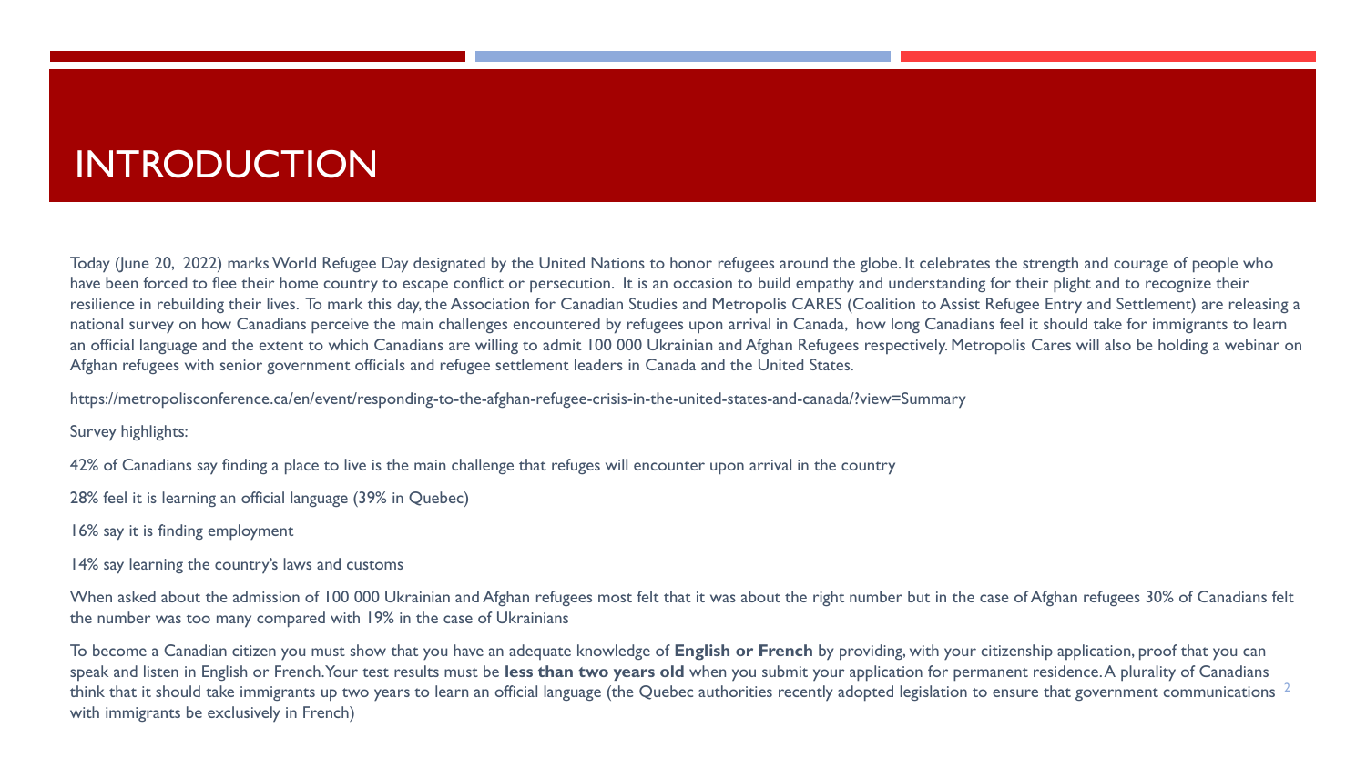# INTRODUCTION

Today (June 20, 2022) marks World Refugee Day designated by the United Nations to honor refugees around the globe. It celebrates the strength and courage of people who have been forced to flee their home country to escape conflict or persecution. It is an occasion to build empathy and understanding for their plight and to recognize their resilience in rebuilding their lives. To mark this day, the Association for Canadian Studies and Metropolis CARES (Coalition to Assist Refugee Entry and Settlement) are releasing a national survey on how Canadians perceive the main challenges encountered by refugees upon arrival in Canada, how long Canadians feel it should take for immigrants to learn an official language and the extent to which Canadians are willing to admit 100 000 Ukrainian and Afghan Refugees respectively. Metropolis Cares will also be holding a webinar on Afghan refugees with senior government officials and refugee settlement leaders in Canada and the United States.

https://metropolisconference.ca/en/event/responding-to-the-afghan-refugee-crisis-in-the-united-states-and-canada/?view=Summary

Survey highlights:

42% of Canadians say finding a place to live is the main challenge that refuges will encounter upon arrival in the country

28% feel it is learning an official language (39% in Quebec)

16% say it is finding employment

14% say learning the country's laws and customs

When asked about the admission of 100 000 Ukrainian and Afghan refugees most felt that it was about the right number but in the case of Afghan refugees 30% of Canadians felt the number was too many compared with 19% in the case of Ukrainians

To become a Canadian citizen you must show that you have an adequate knowledge of **English or French** by providing, with your citizenship application, proof that you can speak and listen in English or French. Your test results must be **less than two years old** when you submit your application for permanent residence. A plurality of Canadians think that it should take immigrants up two years to learn an official language (the Quebec authorities recently adopted legislation to ensure that government communications with immigrants be exclusively in French)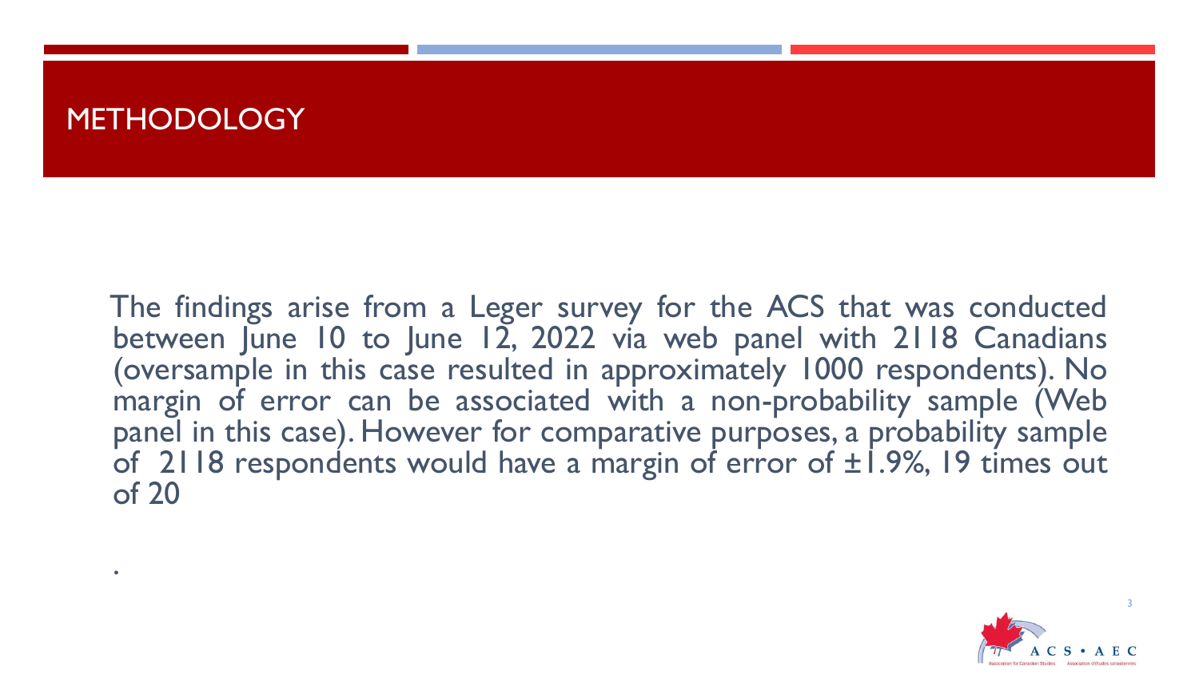# METHODOLOGY

The findings arise from a Leger survey for the ACS that was conducted between June 10 to June 12, 2022 via web panel with 2118 Canadians (oversample in this case resulted in approximately 1000 respondents). No margin of error can be associated with a non-probability sample (Web panel in this case). However for comparative purposes, a probability sample of 2118 respondents would have a margin of error of ±1.9%, 19 times out of 20

.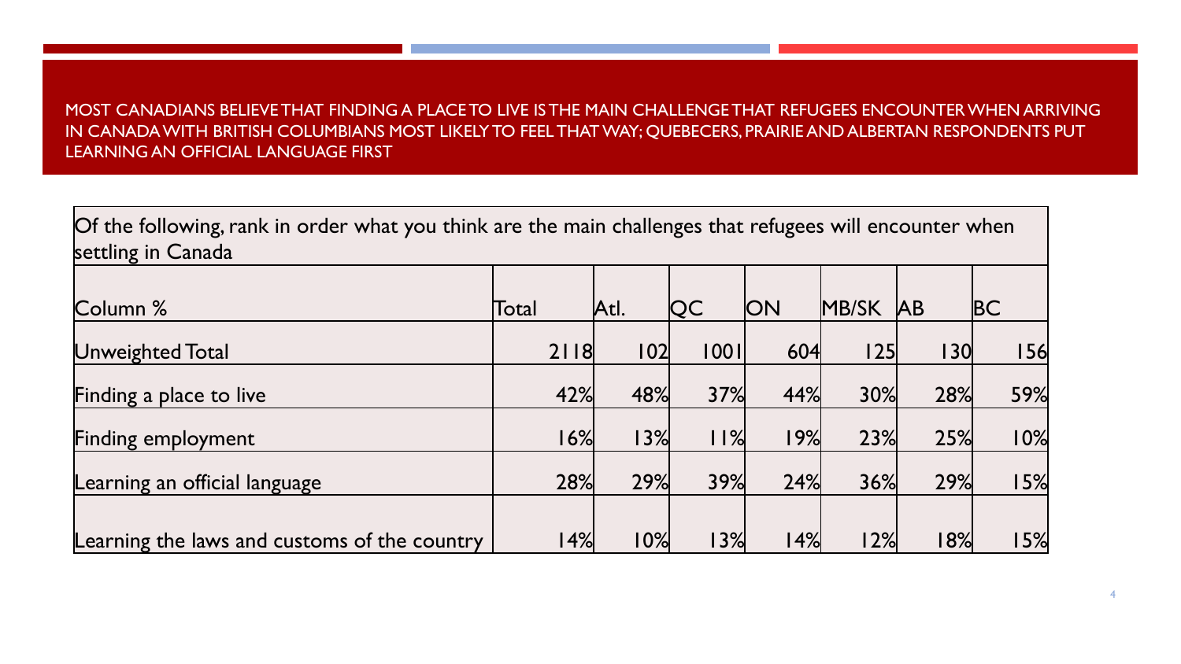## MOST CANADIANS BELIEVE THAT FINDING A PLACE TO LIVE IS THE MAIN CHALLENGE THAT REFUGEES ENCOUNTER WHEN ARRIVING IN CANADA WITH BRITISH COLUMBIANS MOST LIKELY TO FEEL THAT WAY; QUEBECERS, PRAIRIE AND ALBERTAN RESPONDENTS PUT LEARNING AN OFFICIAL LANGUAGE FIRST

| Of the following, rank in order what you think are the main challenges that refugees will encounter when settling in Canada | | | | | | | |
|---|---|---|---|---|---|---|---|
| Column % | Total | Atl. | QC | ON | MB/SK | AB | BC |
| Unweighted Total | 2118 | 102 | 1001 | 604 | 125 | 130 | 156 |
| Finding a place to live | 42% | 48% | 37% | 44% | 30% | 28% | 59% |
| Finding employment | 16% | 13% | 11% | 19% | 23% | 25% | 10% |
| Learning an official language | 28% | 29% | 39% | 24% | 36% | 29% | 15% |
| Learning the laws and customs of the country | 14% | 10% | 13% | 14% | 12% | 18% | 15% |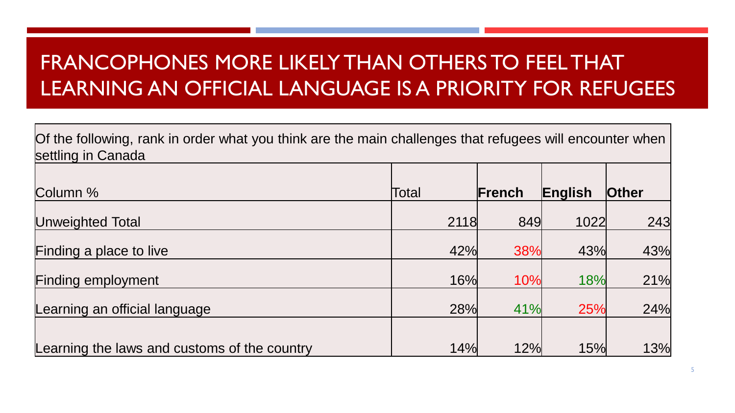# FRANCOPHONES MORE LIKELY THAN OTHERS TO FEEL THAT LEARNING AN OFFICIAL LANGUAGE IS A PRIORITY FOR REFUGEES

Of the following, rank in order what you think are the main challenges that refugees will encounter when settling in Canada

| Column % | Total | French | English | Other |
|---|---|---|---|---|
| Unweighted Total | 2118 | 849 | 1022 | 243 |
| Finding a place to live | 42% | 38% | 43% | 43% |
| Finding employment | 16% | 10% | 18% | 21% |
| Learning an official language | 28% | 41% | 25% | 24% |
| Learning the laws and customs of the country | 14% | 12% | 15% | 13% |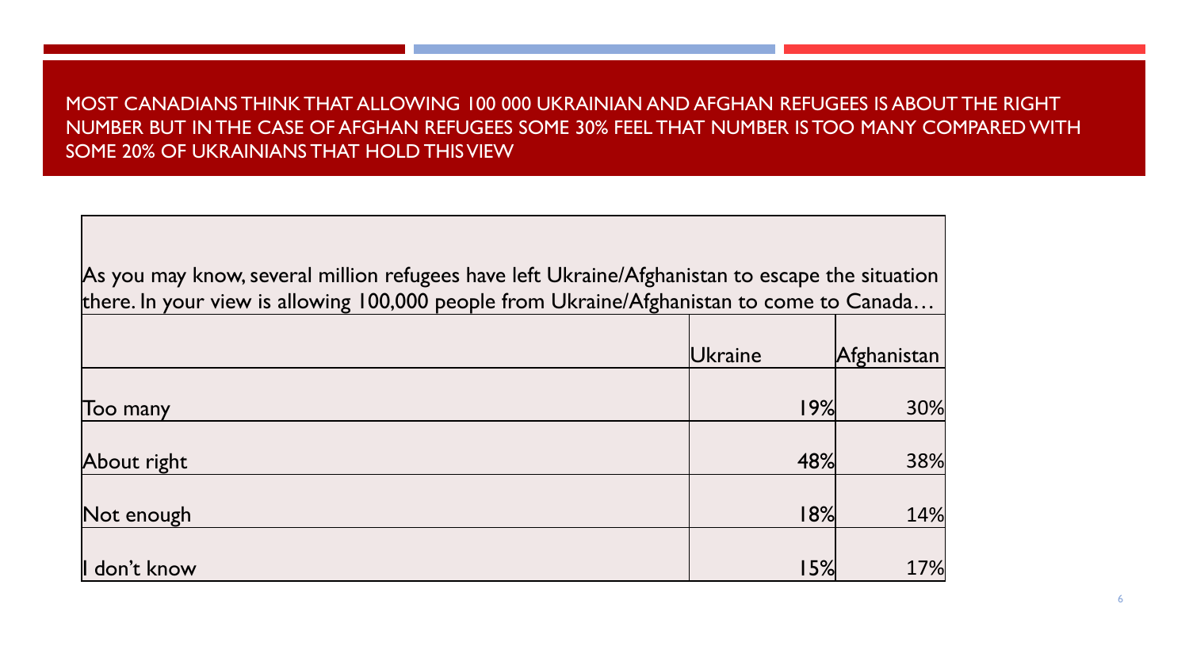# MOST CANADIANS THINK THAT ALLOWING 100 000 UKRAINIAN AND AFGHAN REFUGEES IS ABOUT THE RIGHT NUMBER BUT IN THE CASE OF AFGHAN REFUGEES SOME 30% FEEL THAT NUMBER IS TOO MANY COMPARED WITH SOME 20% OF UKRAINIANS THAT HOLD THIS VIEW

As you may know, several million refugees have left Ukraine/Afghanistan to escape the situation there. In your view is allowing 100,000 people from Ukraine/Afghanistan to come to Canada…

| | Ukraine | Afghanistan |
|---|---|---|
| Too many | 19% | 30% |
| About right | 48% | 38% |
| Not enough | 18% | 14% |
| I don't know | 15% | 17% |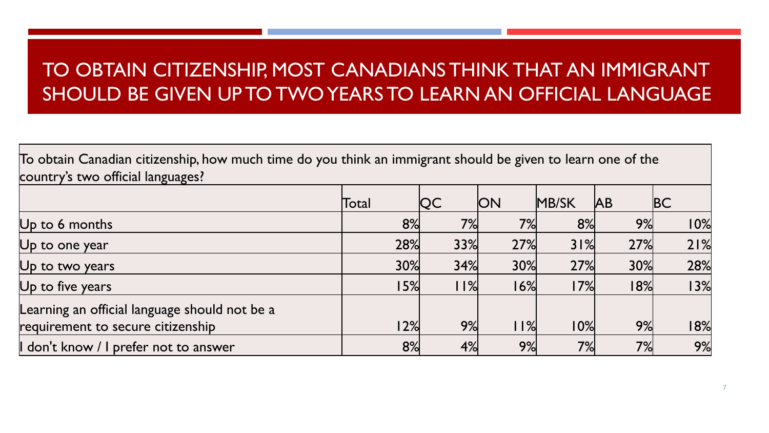# TO OBTAIN CITIZENSHIP, MOST CANADIANS THINK THAT AN IMMIGRANT SHOULD BE GIVEN UP TO TWO YEARS TO LEARN AN OFFICIAL LANGUAGE

To obtain Canadian citizenship, how much time do you think an immigrant should be given to learn one of the country's two official languages?

| | Total | QC | ON | MB/SK | AB | BC |
|---|---|---|---|---|---|---|
| Up to 6 months | 8% | 7% | 7% | 8% | 9% | 10% |
| Up to one year | 28% | 33% | 27% | 31% | 27% | 21% |
| Up to two years | 30% | 34% | 30% | 27% | 30% | 28% |
| Up to five years | 15% | 11% | 16% | 17% | 18% | 13% |
| Learning an official language should not be a requirement to secure citizenship | 12% | 9% | 11% | 10% | 9% | 18% |
| I don't know / I prefer not to answer | 8% | 4% | 9% | 7% | 7% | 9% |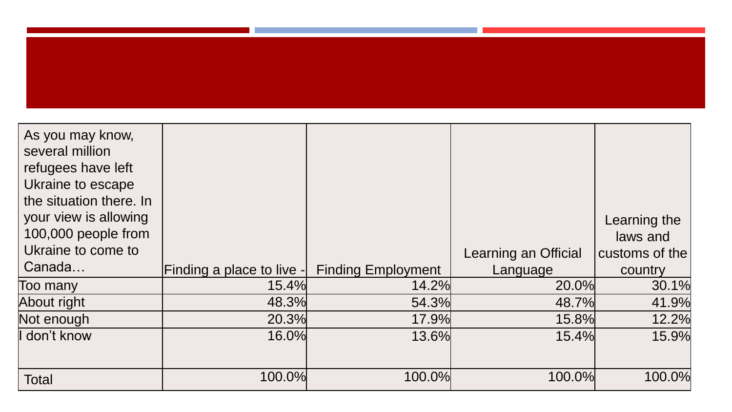| As you may know, several million refugees have left Ukraine to escape the situation there. In your view is allowing 100,000 people from Ukraine to come to Canada… | Finding a place to live - | Finding Employment | Learning an Official Language | Learning the laws and customs of the country |
|---|---|---|---|---|
| Too many | 15.4% | 14.2% | 20.0% | 30.1% |
| About right | 48.3% | 54.3% | 48.7% | 41.9% |
| Not enough | 20.3% | 17.9% | 15.8% | 12.2% |
| I don't know | 16.0% | 13.6% | 15.4% | 15.9% |
| Total | 100.0% | 100.0% | 100.0% | 100.0% |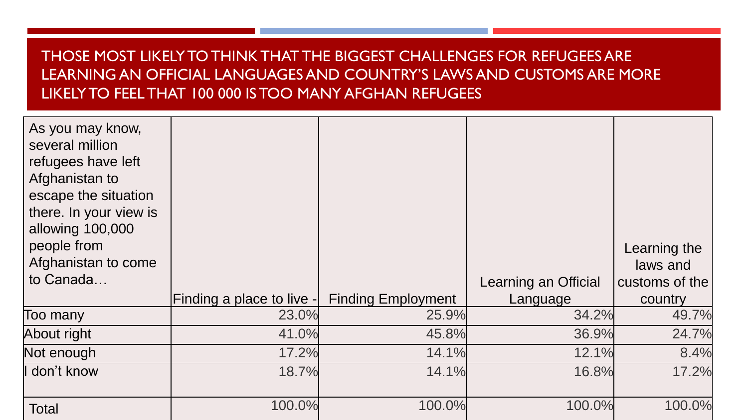# THOSE MOST LIKELY TO THINK THAT THE BIGGEST CHALLENGES FOR REFUGEES ARE LEARNING AN OFFICIAL LANGUAGES AND COUNTRY'S LAWS AND CUSTOMS ARE MORE LIKELY TO FEEL THAT 100 000 IS TOO MANY AFGHAN REFUGEES

| As you may know, several million refugees have left Afghanistan to escape the situation there. In your view is allowing 100,000 people from Afghanistan to come to Canada… | Finding a place to live - | Finding Employment | Learning an Official Language | Learning the laws and customs of the country |
|---|---|---|---|---|
| Too many | 23.0% | 25.9% | 34.2% | 49.7% |
| About right | 41.0% | 45.8% | 36.9% | 24.7% |
| Not enough | 17.2% | 14.1% | 12.1% | 8.4% |
| I don't know | 18.7% | 14.1% | 16.8% | 17.2% |
| Total | 100.0% | 100.0% | 100.0% | 100.0% |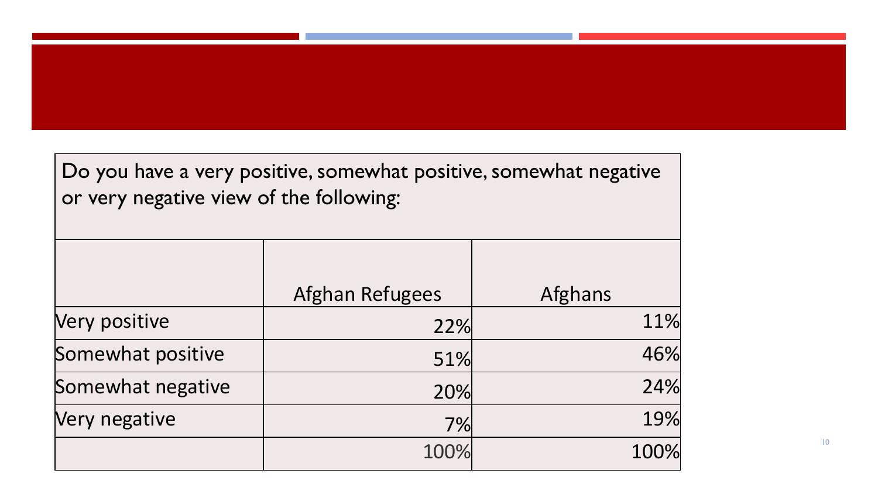| Do you have a very positive, somewhat positive, somewhat negative or very negative view of the following: | | |
|---|---|---|
| | Afghan Refugees | Afghans |
| Very positive | 22% | 11% |
| Somewhat positive | 51% | 46% |
| Somewhat negative | 20% | 24% |
| Very negative | 7% | 19% |
| | 100% | 100% |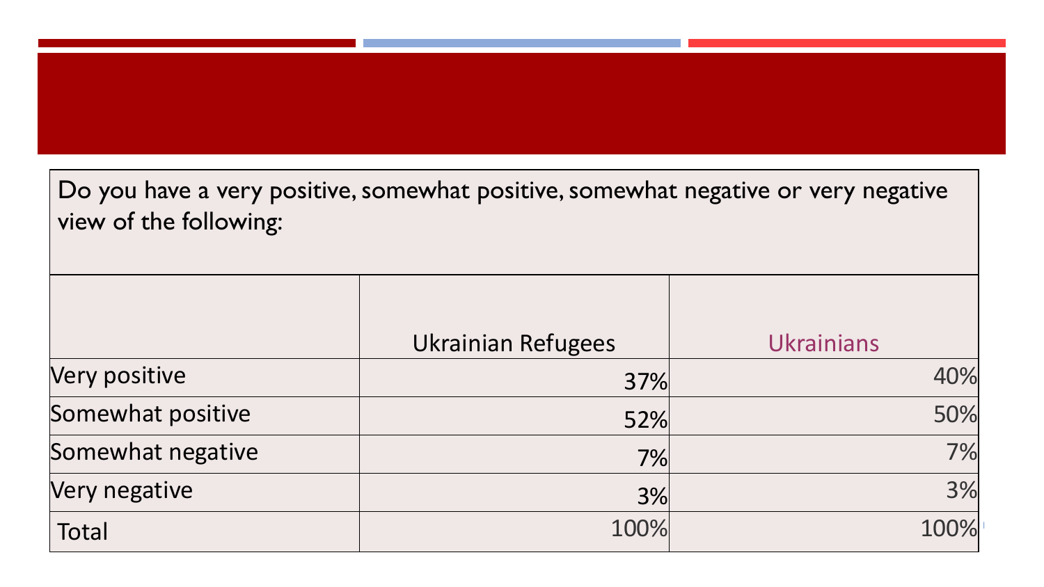| Do you have a very positive, somewhat positive, somewhat negative or very negative view of the following: | | |
| --- | --- | --- |
| | Ukrainian Refugees | Ukrainians |
| Very positive | 37% | 40% |
| Somewhat positive | 52% | 50% |
| Somewhat negative | 7% | 7% |
| Very negative | 3% | 3% |
| Total | 100% | 100% |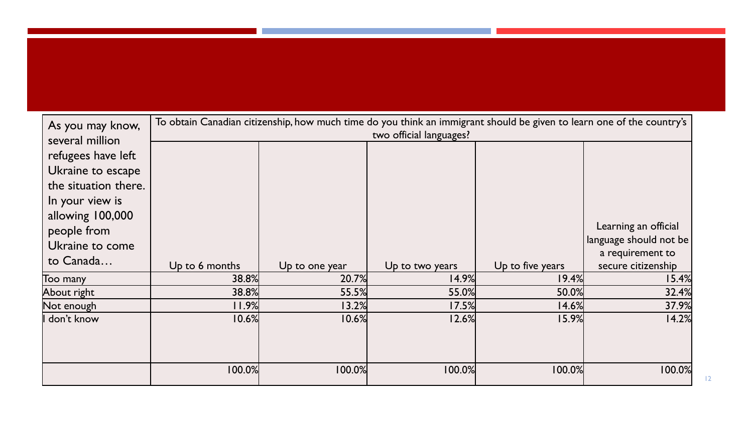| As you may know, several million refugees have left Ukraine to escape the situation there. In your view is allowing 100,000 people from Ukraine to come to Canada… | To obtain Canadian citizenship, how much time do you think an immigrant should be given to learn one of the country's two official languages? | | | | |
|---|---|---|---|---|---|
| | Up to 6 months | Up to one year | Up to two years | Up to five years | Learning an official language should not be a requirement to secure citizenship |
| Too many | 38.8% | 20.7% | 14.9% | 19.4% | 15.4% |
| About right | 38.8% | 55.5% | 55.0% | 50.0% | 32.4% |
| Not enough | 11.9% | 13.2% | 17.5% | 14.6% | 37.9% |
| I don't know | 10.6% | 10.6% | 12.6% | 15.9% | 14.2% |
| | 100.0% | 100.0% | 100.0% | 100.0% | 100.0% |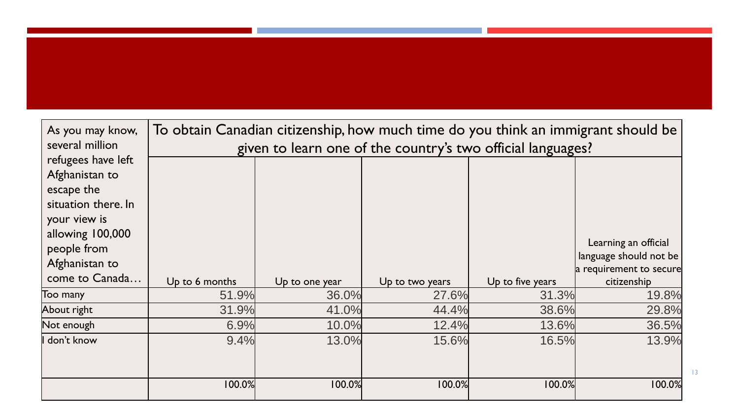| As you may know, several million refugees have left Afghanistan to escape the situation there. In your view is allowing 100,000 people from Afghanistan to come to Canada… | To obtain Canadian citizenship, how much time do you think an immigrant should be given to learn one of the country's two official languages? | | | | |
|---|---|---|---|---|---|
| | Up to 6 months | Up to one year | Up to two years | Up to five years | Learning an official language should not be a requirement to secure citizenship |
| Too many | 51.9% | 36.0% | 27.6% | 31.3% | 19.8% |
| About right | 31.9% | 41.0% | 44.4% | 38.6% | 29.8% |
| Not enough | 6.9% | 10.0% | 12.4% | 13.6% | 36.5% |
| I don't know | 9.4% | 13.0% | 15.6% | 16.5% | 13.9% |
| | 100.0% | 100.0% | 100.0% | 100.0% | 100.0% |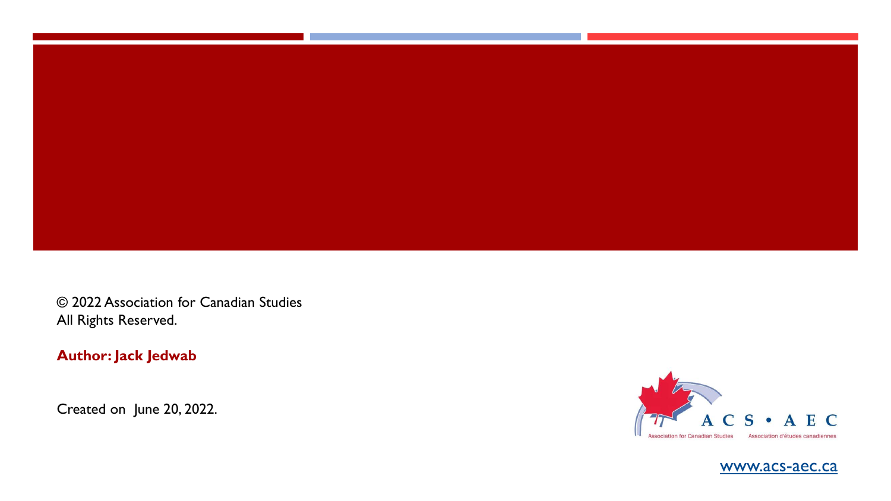© 2022 Association for Canadian Studies
All Rights Reserved.

**Author: Jack Jedwab**

Created on June 20, 2022.

ACS • AEC

Association for Canadian Studies Association d'études canadiennes

www.acs-aec.ca